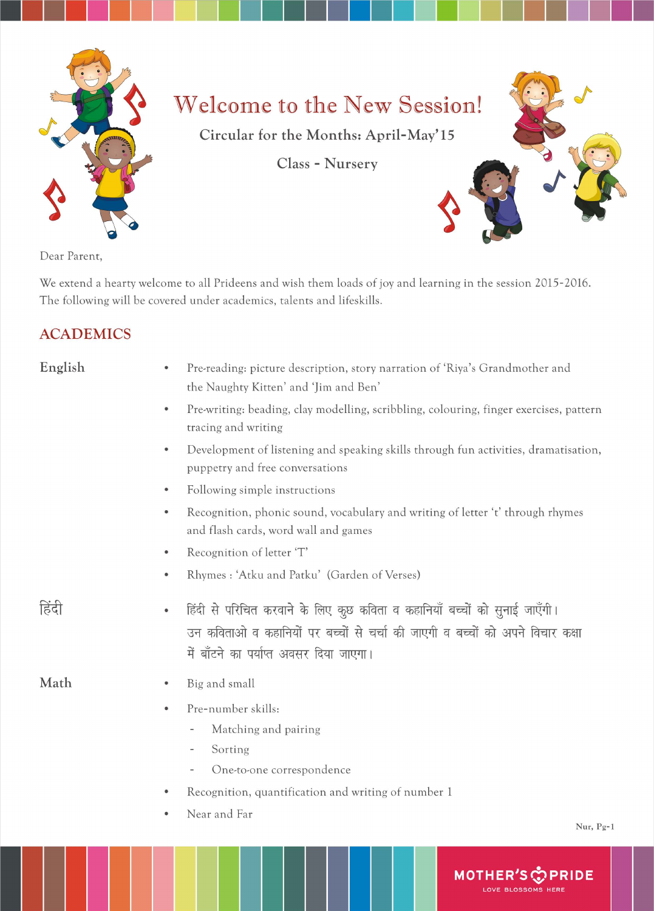# Welcome to the New Session!

Circular for the Months: April-May'15

Class - Nursery

Dear Parent,

We extend a hearty welcome to all Prideens and wish them loads of joy and learning in the session 2015-2016. The following will be covered under academics, talents and lifeskills.

## ACADEMICS

### English

- Pre-reading: picture description, story narration of 'Riya's Grandmother and the Naughty Kitten' and 'Jim and Ben'
- Pre-writing: beading, clay modelling, scribbling, colouring, finger exercises, pattern tracing and writing
- Development of listening and speaking skills through fun activities, dramatisation, puppetry and free conversations
- Following simple instructions
- Recognition, phonic sound, vocabulary and writing of letter 't' through rhymes and flash cards, word wall and games
- Recognition of letter 'T'
- Rhymes : 'Atku and Patku' (Garden of Verses)

### हिंदी

- हिंदी से परिचित करवाने के लिए कुछ कविता व कहानियाँ बच्चों को सुनाई जाएँगी। उन कविताओ व कहानियों पर बच्चों से चर्चा की जाएगी व बच्चों को अपने विचार कक्षा में बाँटने का पर्याप्त अवसर दिया जाएगा।

### Math

- Big and small
- Pre-number skills:
  - Matching and pairing
  - Sorting
  - One-to-one correspondence
- Recognition, quantification and writing of number 1
- Near and Far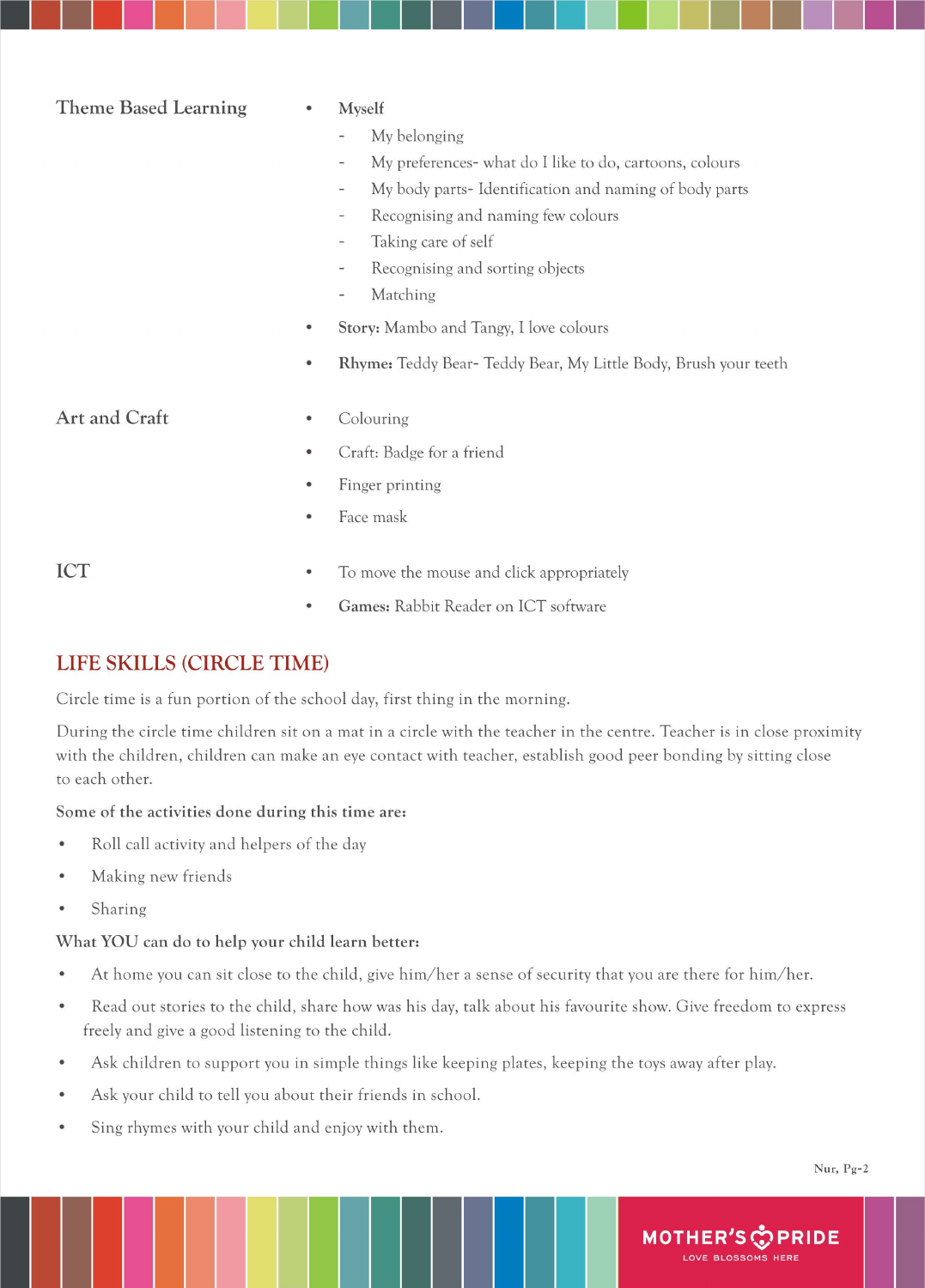## Theme Based Learning

- **Myself**
  - My belonging
  - My preferences- what do I like to do, cartoons, colours
  - My body parts- Identification and naming of body parts
  - Recognising and naming few colours
  - Taking care of self
  - Recognising and sorting objects
  - Matching
- **Story:** Mambo and Tangy, I love colours
- **Rhyme:** Teddy Bear- Teddy Bear, My Little Body, Brush your teeth

## Art and Craft

- Colouring
- Craft: Badge for a friend
- Finger printing
- Face mask

## ICT

- To move the mouse and click appropriately
- **Games:** Rabbit Reader on ICT software

## LIFE SKILLS (CIRCLE TIME)

Circle time is a fun portion of the school day, first thing in the morning.

During the circle time children sit on a mat in a circle with the teacher in the centre. Teacher is in close proximity with the children, children can make an eye contact with teacher, establish good peer bonding by sitting close to each other.

**Some of the activities done during this time are:**

- Roll call activity and helpers of the day
- Making new friends
- Sharing

**What YOU can do to help your child learn better:**

- At home you can sit close to the child, give him/her a sense of security that you are there for him/her.
- Read out stories to the child, share how was his day, talk about his favourite show. Give freedom to express freely and give a good listening to the child.
- Ask children to support you in simple things like keeping plates, keeping the toys away after play.
- Ask your child to tell you about their friends in school.
- Sing rhymes with your child and enjoy with them.